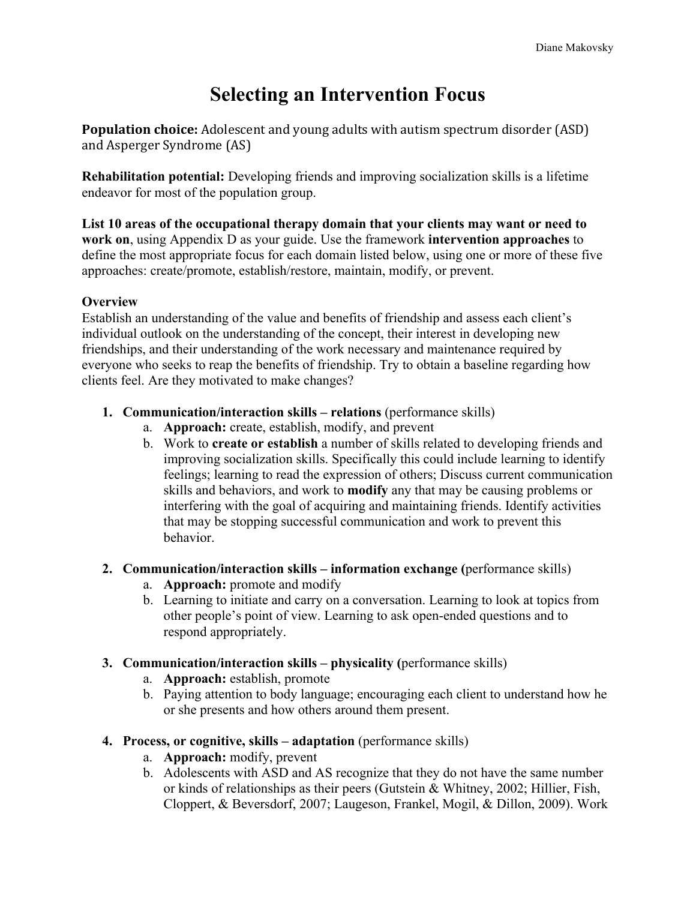# Selecting an Intervention Focus

**Population choice:** Adolescent and young adults with autism spectrum disorder (ASD) and Asperger Syndrome (AS)

**Rehabilitation potential:** Developing friends and improving socialization skills is a lifetime endeavor for most of the population group.

**List 10 areas of the occupational therapy domain that your clients may want or need to work on**, using Appendix D as your guide. Use the framework **intervention approaches** to define the most appropriate focus for each domain listed below, using one or more of these five approaches: create/promote, establish/restore, maintain, modify, or prevent.

**Overview**
Establish an understanding of the value and benefits of friendship and assess each client's individual outlook on the understanding of the concept, their interest in developing new friendships, and their understanding of the work necessary and maintenance required by everyone who seeks to reap the benefits of friendship. Try to obtain a baseline regarding how clients feel. Are they motivated to make changes?

1. **Communication/interaction skills – relations** (performance skills)
   a. **Approach:** create, establish, modify, and prevent
   b. Work to **create or establish** a number of skills related to developing friends and improving socialization skills. Specifically this could include learning to identify feelings; learning to read the expression of others; Discuss current communication skills and behaviors, and work to **modify** any that may be causing problems or interfering with the goal of acquiring and maintaining friends. Identify activities that may be stopping successful communication and work to prevent this behavior.

2. **Communication/interaction skills – information exchange (**performance skills)
   a. **Approach:** promote and modify
   b. Learning to initiate and carry on a conversation. Learning to look at topics from other people's point of view. Learning to ask open-ended questions and to respond appropriately.

3. **Communication/interaction skills – physicality (**performance skills)
   a. **Approach:** establish, promote
   b. Paying attention to body language; encouraging each client to understand how he or she presents and how others around them present.

4. **Process, or cognitive, skills – adaptation** (performance skills)
   a. **Approach:** modify, prevent
   b. Adolescents with ASD and AS recognize that they do not have the same number or kinds of relationships as their peers (Gutstein & Whitney, 2002; Hillier, Fish, Cloppert, & Beversdorf, 2007; Laugeson, Frankel, Mogil, & Dillon, 2009). Work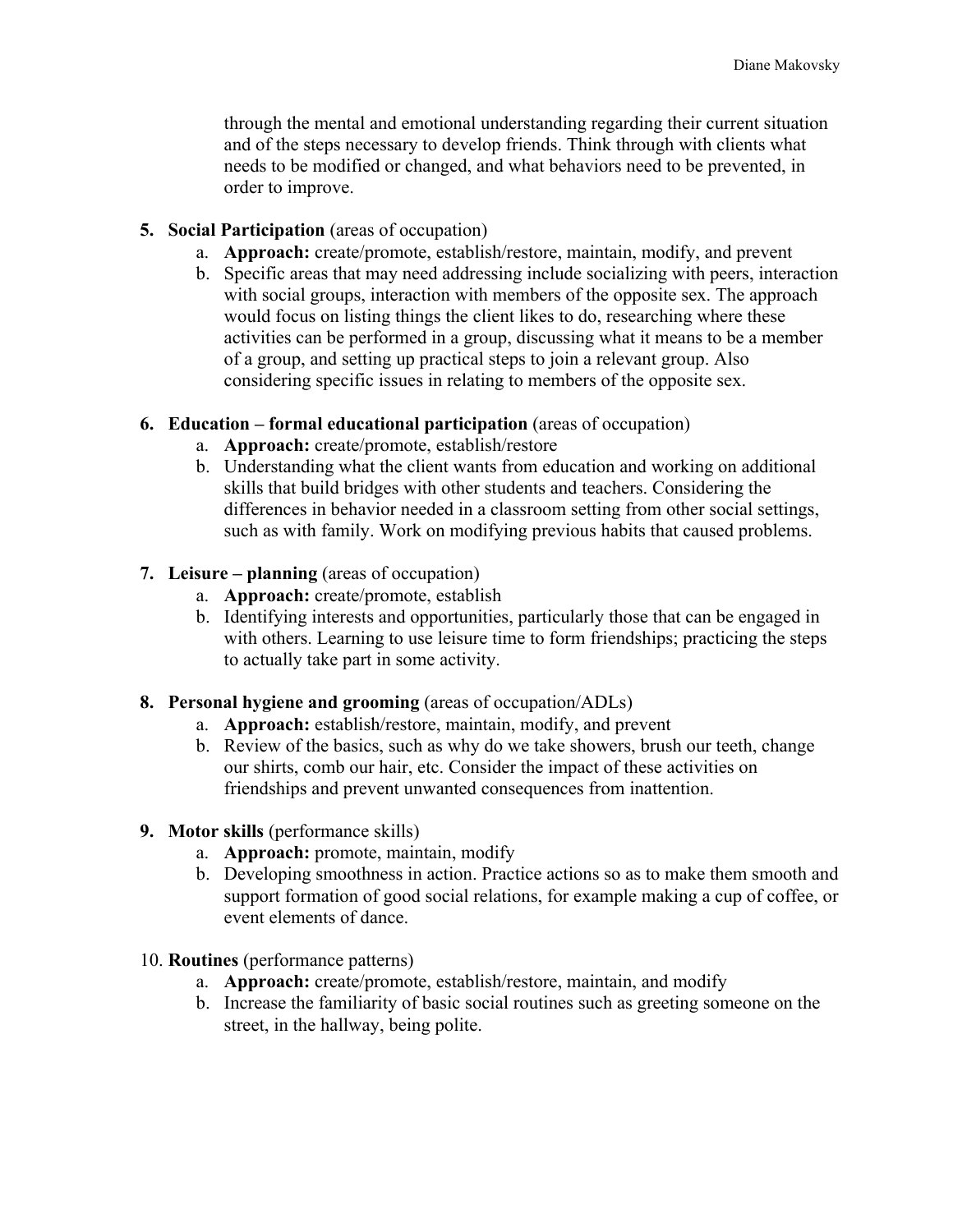through the mental and emotional understanding regarding their current situation and of the steps necessary to develop friends. Think through with clients what needs to be modified or changed, and what behaviors need to be prevented, in order to improve.

5. **Social Participation** (areas of occupation)
   a. **Approach:** create/promote, establish/restore, maintain, modify, and prevent
   b. Specific areas that may need addressing include socializing with peers, interaction with social groups, interaction with members of the opposite sex. The approach would focus on listing things the client likes to do, researching where these activities can be performed in a group, discussing what it means to be a member of a group, and setting up practical steps to join a relevant group. Also considering specific issues in relating to members of the opposite sex.

6. **Education – formal educational participation** (areas of occupation)
   a. **Approach:** create/promote, establish/restore
   b. Understanding what the client wants from education and working on additional skills that build bridges with other students and teachers. Considering the differences in behavior needed in a classroom setting from other social settings, such as with family. Work on modifying previous habits that caused problems.

7. **Leisure – planning** (areas of occupation)
   a. **Approach:** create/promote, establish
   b. Identifying interests and opportunities, particularly those that can be engaged in with others. Learning to use leisure time to form friendships; practicing the steps to actually take part in some activity.

8. **Personal hygiene and grooming** (areas of occupation/ADLs)
   a. **Approach:** establish/restore, maintain, modify, and prevent
   b. Review of the basics, such as why do we take showers, brush our teeth, change our shirts, comb our hair, etc. Consider the impact of these activities on friendships and prevent unwanted consequences from inattention.

9. **Motor skills** (performance skills)
   a. **Approach:** promote, maintain, modify
   b. Developing smoothness in action. Practice actions so as to make them smooth and support formation of good social relations, for example making a cup of coffee, or event elements of dance.

10. **Routines** (performance patterns)
    a. **Approach:** create/promote, establish/restore, maintain, and modify
    b. Increase the familiarity of basic social routines such as greeting someone on the street, in the hallway, being polite.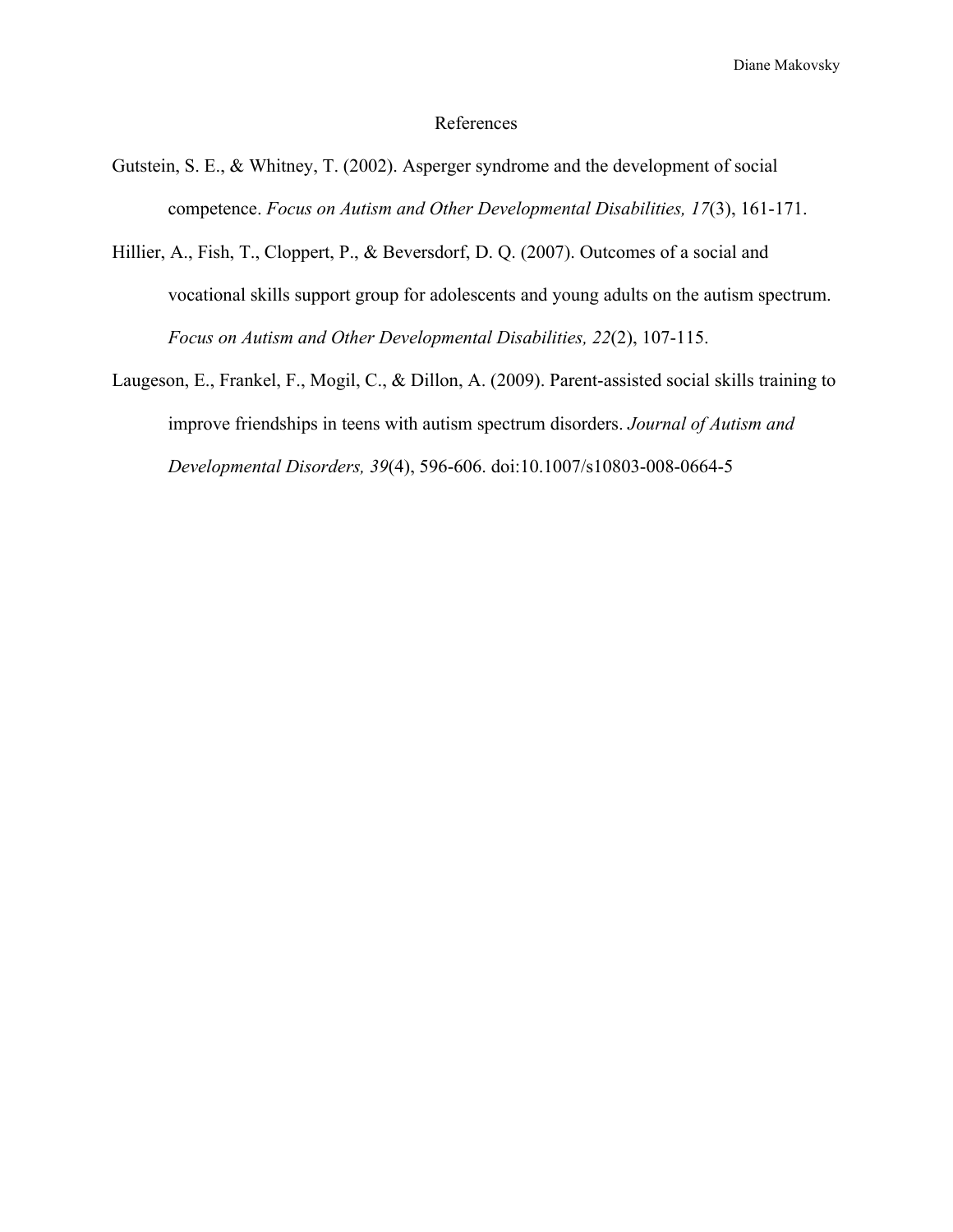# References

Gutstein, S. E., & Whitney, T. (2002). Asperger syndrome and the development of social competence. *Focus on Autism and Other Developmental Disabilities, 17*(3), 161-171.

Hillier, A., Fish, T., Cloppert, P., & Beversdorf, D. Q. (2007). Outcomes of a social and vocational skills support group for adolescents and young adults on the autism spectrum. *Focus on Autism and Other Developmental Disabilities, 22*(2), 107-115.

Laugeson, E., Frankel, F., Mogil, C., & Dillon, A. (2009). Parent-assisted social skills training to improve friendships in teens with autism spectrum disorders. *Journal of Autism and Developmental Disorders, 39*(4), 596-606. doi:10.1007/s10803-008-0664-5